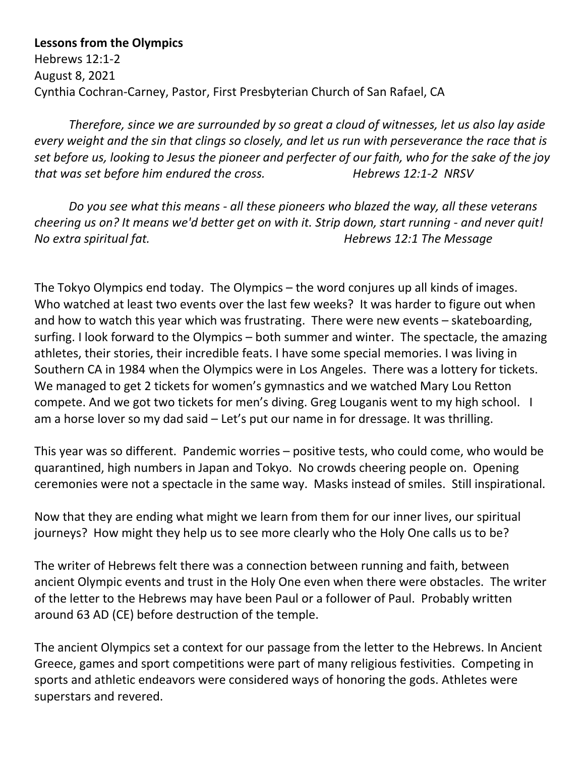**Lessons from the Olympics**
Hebrews 12:1-2
August 8, 2021
Cynthia Cochran-Carney, Pastor, First Presbyterian Church of San Rafael, CA

*Therefore, since we are surrounded by so great a cloud of witnesses, let us also lay aside every weight and the sin that clings so closely, and let us run with perseverance the race that is set before us, looking to Jesus the pioneer and perfecter of our faith, who for the sake of the joy that was set before him endured the cross.* *Hebrews 12:1-2 NRSV*

*Do you see what this means - all these pioneers who blazed the way, all these veterans cheering us on? It means we'd better get on with it. Strip down, start running - and never quit! No extra spiritual fat.* *Hebrews 12:1 The Message*

The Tokyo Olympics end today. The Olympics – the word conjures up all kinds of images. Who watched at least two events over the last few weeks? It was harder to figure out when and how to watch this year which was frustrating. There were new events – skateboarding, surfing. I look forward to the Olympics – both summer and winter. The spectacle, the amazing athletes, their stories, their incredible feats. I have some special memories. I was living in Southern CA in 1984 when the Olympics were in Los Angeles. There was a lottery for tickets. We managed to get 2 tickets for women's gymnastics and we watched Mary Lou Retton compete. And we got two tickets for men's diving. Greg Louganis went to my high school. I am a horse lover so my dad said – Let's put our name in for dressage. It was thrilling.

This year was so different. Pandemic worries – positive tests, who could come, who would be quarantined, high numbers in Japan and Tokyo. No crowds cheering people on. Opening ceremonies were not a spectacle in the same way. Masks instead of smiles. Still inspirational.

Now that they are ending what might we learn from them for our inner lives, our spiritual journeys? How might they help us to see more clearly who the Holy One calls us to be?

The writer of Hebrews felt there was a connection between running and faith, between ancient Olympic events and trust in the Holy One even when there were obstacles. The writer of the letter to the Hebrews may have been Paul or a follower of Paul. Probably written around 63 AD (CE) before destruction of the temple.

The ancient Olympics set a context for our passage from the letter to the Hebrews. In Ancient Greece, games and sport competitions were part of many religious festivities. Competing in sports and athletic endeavors were considered ways of honoring the gods. Athletes were superstars and revered.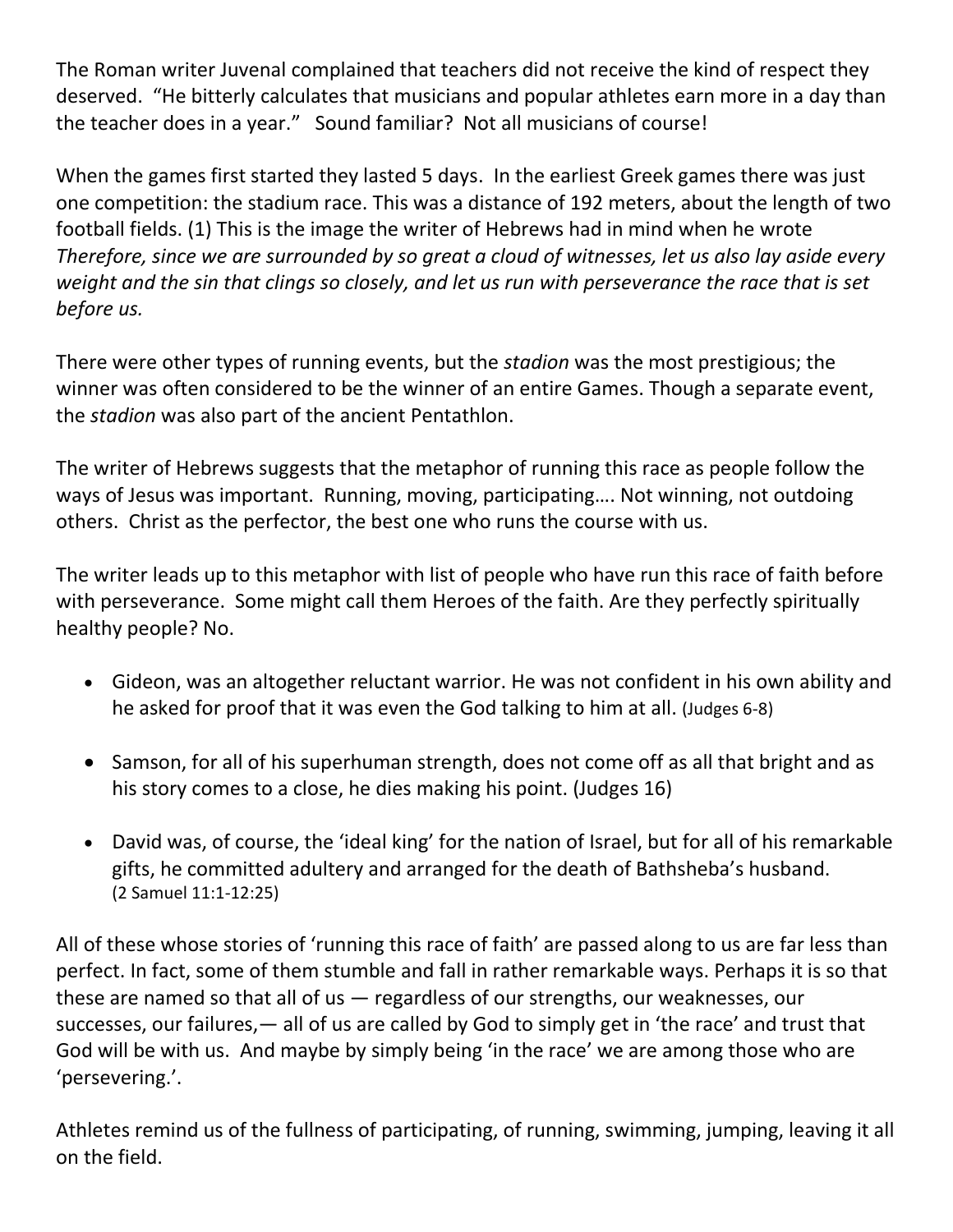The Roman writer Juvenal complained that teachers did not receive the kind of respect they deserved. "He bitterly calculates that musicians and popular athletes earn more in a day than the teacher does in a year." Sound familiar? Not all musicians of course!

When the games first started they lasted 5 days. In the earliest Greek games there was just one competition: the stadium race. This was a distance of 192 meters, about the length of two football fields. (1) This is the image the writer of Hebrews had in mind when he wrote *Therefore, since we are surrounded by so great a cloud of witnesses, let us also lay aside every weight and the sin that clings so closely, and let us run with perseverance the race that is set before us.*

There were other types of running events, but the *stadion* was the most prestigious; the winner was often considered to be the winner of an entire Games. Though a separate event, the *stadion* was also part of the ancient Pentathlon.

The writer of Hebrews suggests that the metaphor of running this race as people follow the ways of Jesus was important. Running, moving, participating…. Not winning, not outdoing others. Christ as the perfector, the best one who runs the course with us.

The writer leads up to this metaphor with list of people who have run this race of faith before with perseverance. Some might call them Heroes of the faith. Are they perfectly spiritually healthy people? No.

- Gideon, was an altogether reluctant warrior. He was not confident in his own ability and he asked for proof that it was even the God talking to him at all. (Judges 6-8)

- Samson, for all of his superhuman strength, does not come off as all that bright and as his story comes to a close, he dies making his point. (Judges 16)

- David was, of course, the 'ideal king' for the nation of Israel, but for all of his remarkable gifts, he committed adultery and arranged for the death of Bathsheba's husband. (2 Samuel 11:1-12:25)

All of these whose stories of 'running this race of faith' are passed along to us are far less than perfect. In fact, some of them stumble and fall in rather remarkable ways. Perhaps it is so that these are named so that all of us — regardless of our strengths, our weaknesses, our successes, our failures,— all of us are called by God to simply get in 'the race' and trust that God will be with us. And maybe by simply being 'in the race' we are among those who are 'persevering.'.

Athletes remind us of the fullness of participating, of running, swimming, jumping, leaving it all on the field.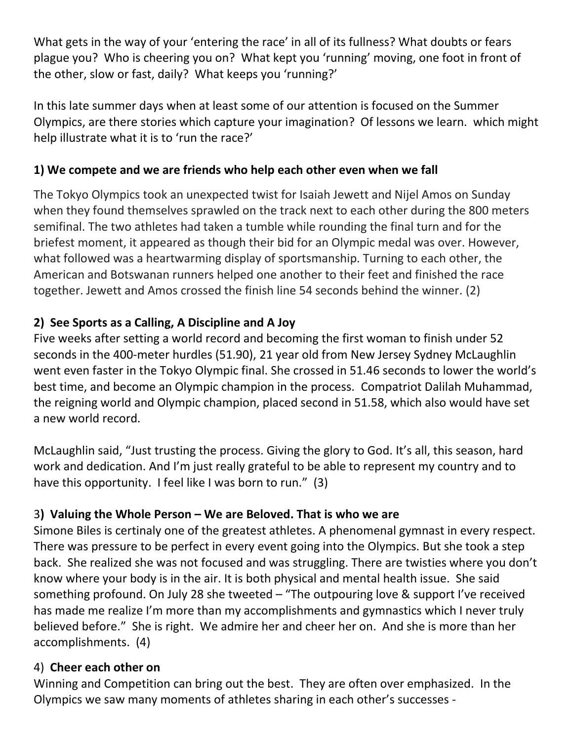What gets in the way of your 'entering the race' in all of its fullness? What doubts or fears plague you? Who is cheering you on? What kept you 'running' moving, one foot in front of the other, slow or fast, daily? What keeps you 'running?'

In this late summer days when at least some of our attention is focused on the Summer Olympics, are there stories which capture your imagination? Of lessons we learn. which might help illustrate what it is to 'run the race?'

**1) We compete and we are friends who help each other even when we fall**

The Tokyo Olympics took an unexpected twist for Isaiah Jewett and Nijel Amos on Sunday when they found themselves sprawled on the track next to each other during the 800 meters semifinal. The two athletes had taken a tumble while rounding the final turn and for the briefest moment, it appeared as though their bid for an Olympic medal was over. However, what followed was a heartwarming display of sportsmanship. Turning to each other, the American and Botswanan runners helped one another to their feet and finished the race together. Jewett and Amos crossed the finish line 54 seconds behind the winner. (2)

**2) See Sports as a Calling, A Discipline and A Joy**

Five weeks after setting a world record and becoming the first woman to finish under 52 seconds in the 400-meter hurdles (51.90), 21 year old from New Jersey Sydney McLaughlin went even faster in the Tokyo Olympic final. She crossed in 51.46 seconds to lower the world's best time, and become an Olympic champion in the process. Compatriot Dalilah Muhammad, the reigning world and Olympic champion, placed second in 51.58, which also would have set a new world record.

McLaughlin said, "Just trusting the process. Giving the glory to God. It's all, this season, hard work and dedication. And I'm just really grateful to be able to represent my country and to have this opportunity. I feel like I was born to run." (3)

3**) Valuing the Whole Person – We are Beloved. That is who we are**

Simone Biles is certinaly one of the greatest athletes. A phenomenal gymnast in every respect. There was pressure to be perfect in every event going into the Olympics. But she took a step back. She realized she was not focused and was struggling. There are twisties where you don't know where your body is in the air. It is both physical and mental health issue. She said something profound. On July 28 she tweeted – "The outpouring love & support I've received has made me realize I'm more than my accomplishments and gymnastics which I never truly believed before." She is right. We admire her and cheer her on. And she is more than her accomplishments. (4)

4) **Cheer each other on**

Winning and Competition can bring out the best. They are often over emphasized. In the Olympics we saw many moments of athletes sharing in each other's successes -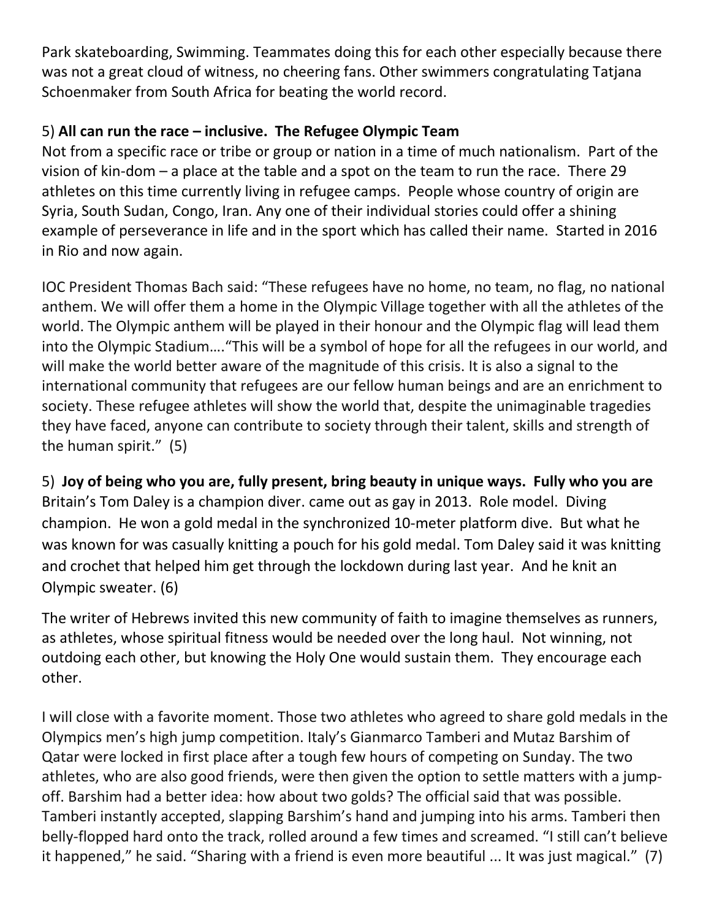Park skateboarding, Swimming. Teammates doing this for each other especially because there was not a great cloud of witness, no cheering fans. Other swimmers congratulating Tatjana Schoenmaker from South Africa for beating the world record.

5) **All can run the race – inclusive. The Refugee Olympic Team**

Not from a specific race or tribe or group or nation in a time of much nationalism. Part of the vision of kin-dom – a place at the table and a spot on the team to run the race. There 29 athletes on this time currently living in refugee camps. People whose country of origin are Syria, South Sudan, Congo, Iran. Any one of their individual stories could offer a shining example of perseverance in life and in the sport which has called their name. Started in 2016 in Rio and now again.

IOC President Thomas Bach said: "These refugees have no home, no team, no flag, no national anthem. We will offer them a home in the Olympic Village together with all the athletes of the world. The Olympic anthem will be played in their honour and the Olympic flag will lead them into the Olympic Stadium…."This will be a symbol of hope for all the refugees in our world, and will make the world better aware of the magnitude of this crisis. It is also a signal to the international community that refugees are our fellow human beings and are an enrichment to society. These refugee athletes will show the world that, despite the unimaginable tragedies they have faced, anyone can contribute to society through their talent, skills and strength of the human spirit." (5)

5) **Joy of being who you are, fully present, bring beauty in unique ways. Fully who you are**

Britain's Tom Daley is a champion diver. came out as gay in 2013. Role model. Diving champion. He won a gold medal in the synchronized 10-meter platform dive. But what he was known for was casually knitting a pouch for his gold medal. Tom Daley said it was knitting and crochet that helped him get through the lockdown during last year. And he knit an Olympic sweater. (6)

The writer of Hebrews invited this new community of faith to imagine themselves as runners, as athletes, whose spiritual fitness would be needed over the long haul. Not winning, not outdoing each other, but knowing the Holy One would sustain them. They encourage each other.

I will close with a favorite moment. Those two athletes who agreed to share gold medals in the Olympics men's high jump competition. Italy's Gianmarco Tamberi and Mutaz Barshim of Qatar were locked in first place after a tough few hours of competing on Sunday. The two athletes, who are also good friends, were then given the option to settle matters with a jump-off. Barshim had a better idea: how about two golds? The official said that was possible. Tamberi instantly accepted, slapping Barshim's hand and jumping into his arms. Tamberi then belly-flopped hard onto the track, rolled around a few times and screamed. "I still can't believe it happened," he said. "Sharing with a friend is even more beautiful ... It was just magical." (7)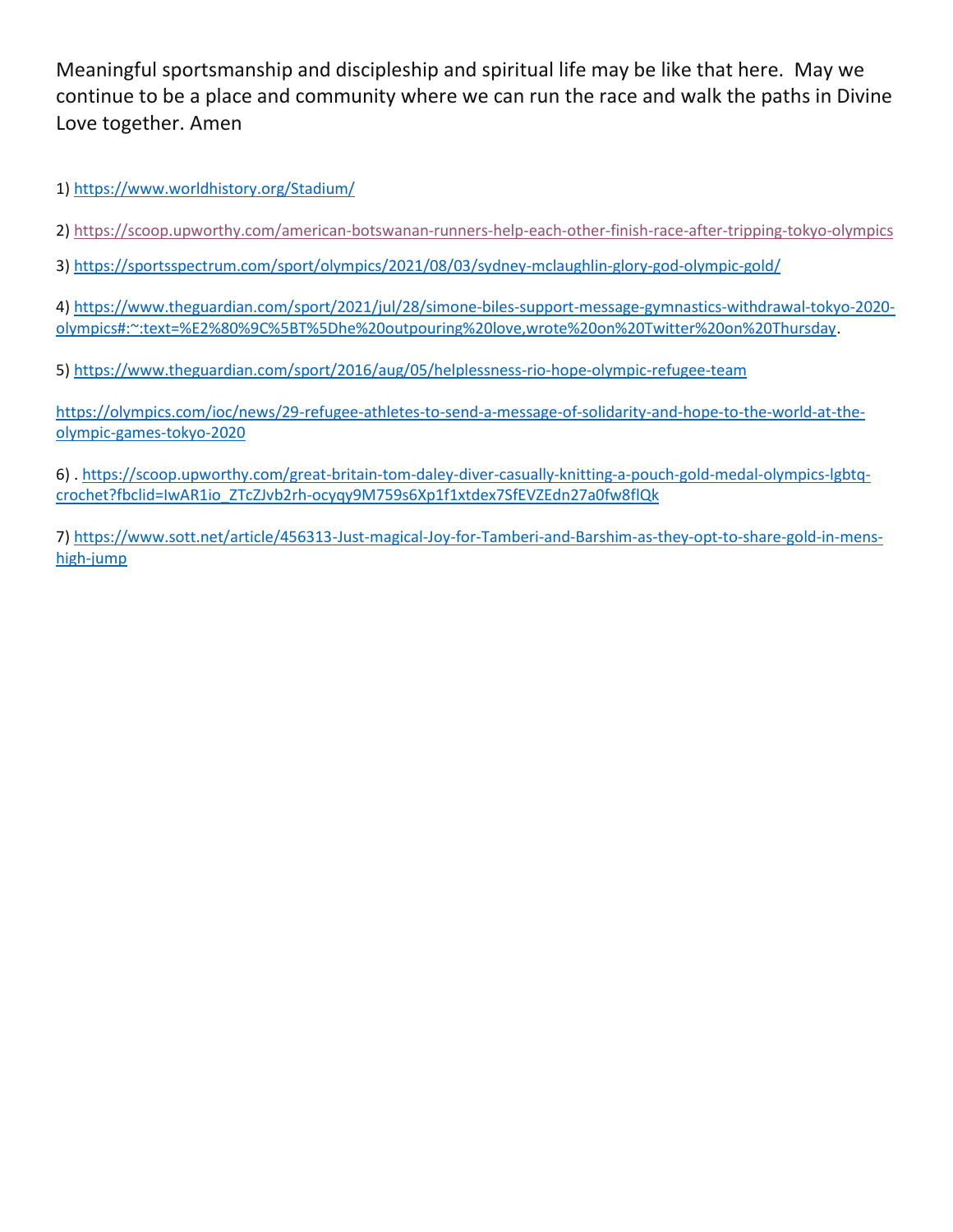Meaningful sportsmanship and discipleship and spiritual life may be like that here. May we continue to be a place and community where we can run the race and walk the paths in Divine Love together. Amen

1) https://www.worldhistory.org/Stadium/

2) https://scoop.upworthy.com/american-botswanan-runners-help-each-other-finish-race-after-tripping-tokyo-olympics

3) https://sportsspectrum.com/sport/olympics/2021/08/03/sydney-mclaughlin-glory-god-olympic-gold/

4) https://www.theguardian.com/sport/2021/jul/28/simone-biles-support-message-gymnastics-withdrawal-tokyo-2020-olympics#:~:text=%E2%80%9C%5BT%5Dhe%20outpouring%20love,wrote%20on%20Twitter%20on%20Thursday.

5) https://www.theguardian.com/sport/2016/aug/05/helplessness-rio-hope-olympic-refugee-team

https://olympics.com/ioc/news/29-refugee-athletes-to-send-a-message-of-solidarity-and-hope-to-the-world-at-the-olympic-games-tokyo-2020

6) . https://scoop.upworthy.com/great-britain-tom-daley-diver-casually-knitting-a-pouch-gold-medal-olympics-lgbtq-crochet?fbclid=IwAR1io_ZTcZJvb2rh-ocyqy9M759s6Xp1f1xtdex7SfEVZEdn27a0fw8flQk

7) https://www.sott.net/article/456313-Just-magical-Joy-for-Tamberi-and-Barshim-as-they-opt-to-share-gold-in-mens-high-jump